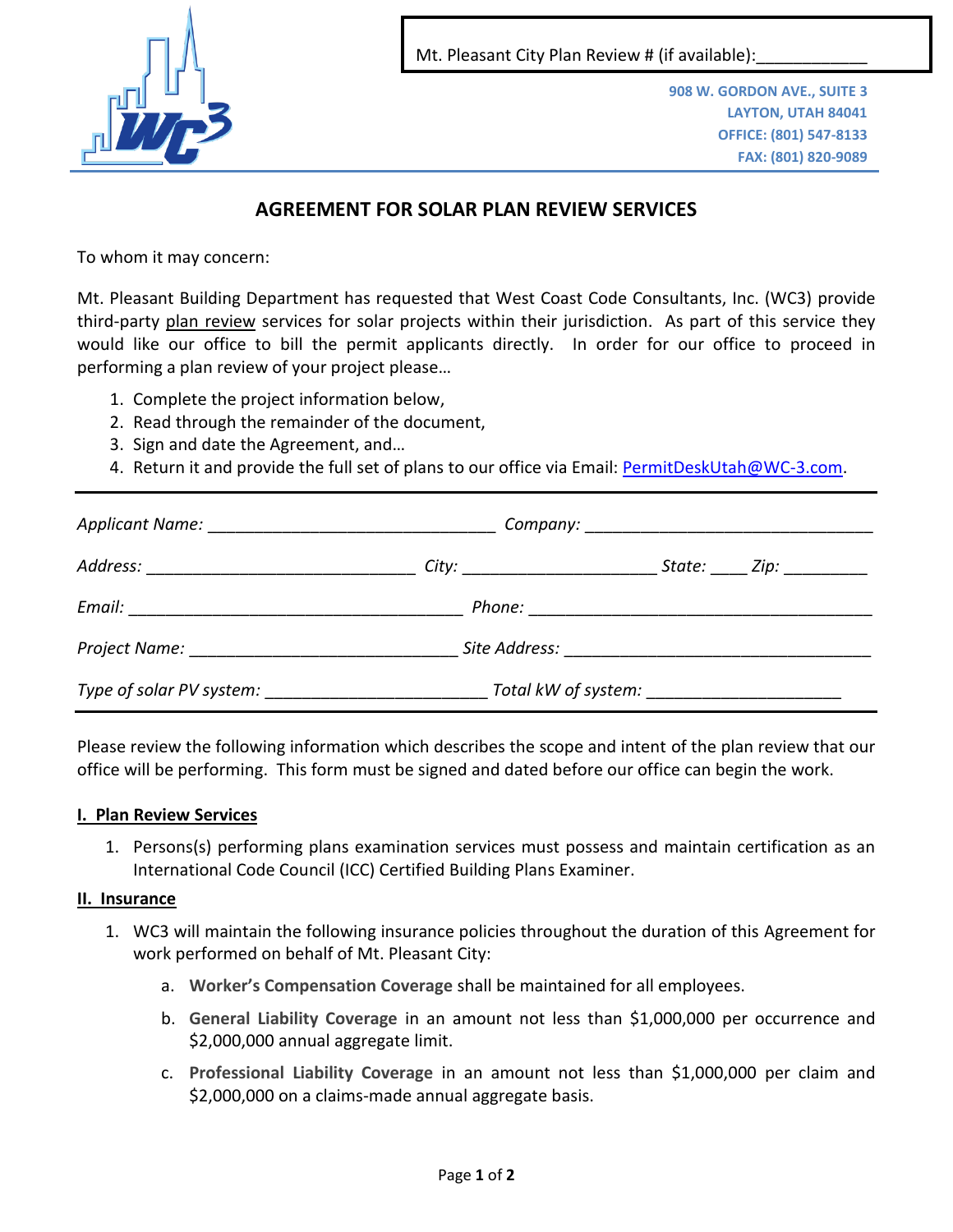Mt. Pleasant City Plan Review # (if available):___________

908 W. GORDON AVE., SUITE 3
LAYTON, UTAH 84041
OFFICE: (801) 547-8133
FAX: (801) 820-9089

# AGREEMENT FOR SOLAR PLAN REVIEW SERVICES

To whom it may concern:

Mt. Pleasant Building Department has requested that West Coast Code Consultants, Inc. (WC3) provide third-party plan review services for solar projects within their jurisdiction. As part of this service they would like our office to bill the permit applicants directly. In order for our office to proceed in performing a plan review of your project please…

1. Complete the project information below,
2. Read through the remainder of the document,
3. Sign and date the Agreement, and…
4. Return it and provide the full set of plans to our office via Email: PermitDeskUtah@WC-3.com.

*Applicant Name:* ______________________________ *Company:* ______________________________

*Address:* ____________________________ *City:* ____________________ *State:* ____ *Zip:* _________

*Email:* ___________________________________ *Phone:* ____________________________________

*Project Name:* ____________________________ *Site Address:* _________________________________

*Type of solar PV system:* _______________________ *Total kW of system:* ____________________

Please review the following information which describes the scope and intent of the plan review that our office will be performing. This form must be signed and dated before our office can begin the work.

## I. Plan Review Services

1. Persons(s) performing plans examination services must possess and maintain certification as an International Code Council (ICC) Certified Building Plans Examiner.

## II. Insurance

1. WC3 will maintain the following insurance policies throughout the duration of this Agreement for work performed on behalf of Mt. Pleasant City:
   a. **Worker's Compensation Coverage** shall be maintained for all employees.
   b. **General Liability Coverage** in an amount not less than $1,000,000 per occurrence and $2,000,000 annual aggregate limit.
   c. **Professional Liability Coverage** in an amount not less than $1,000,000 per claim and $2,000,000 on a claims-made annual aggregate basis.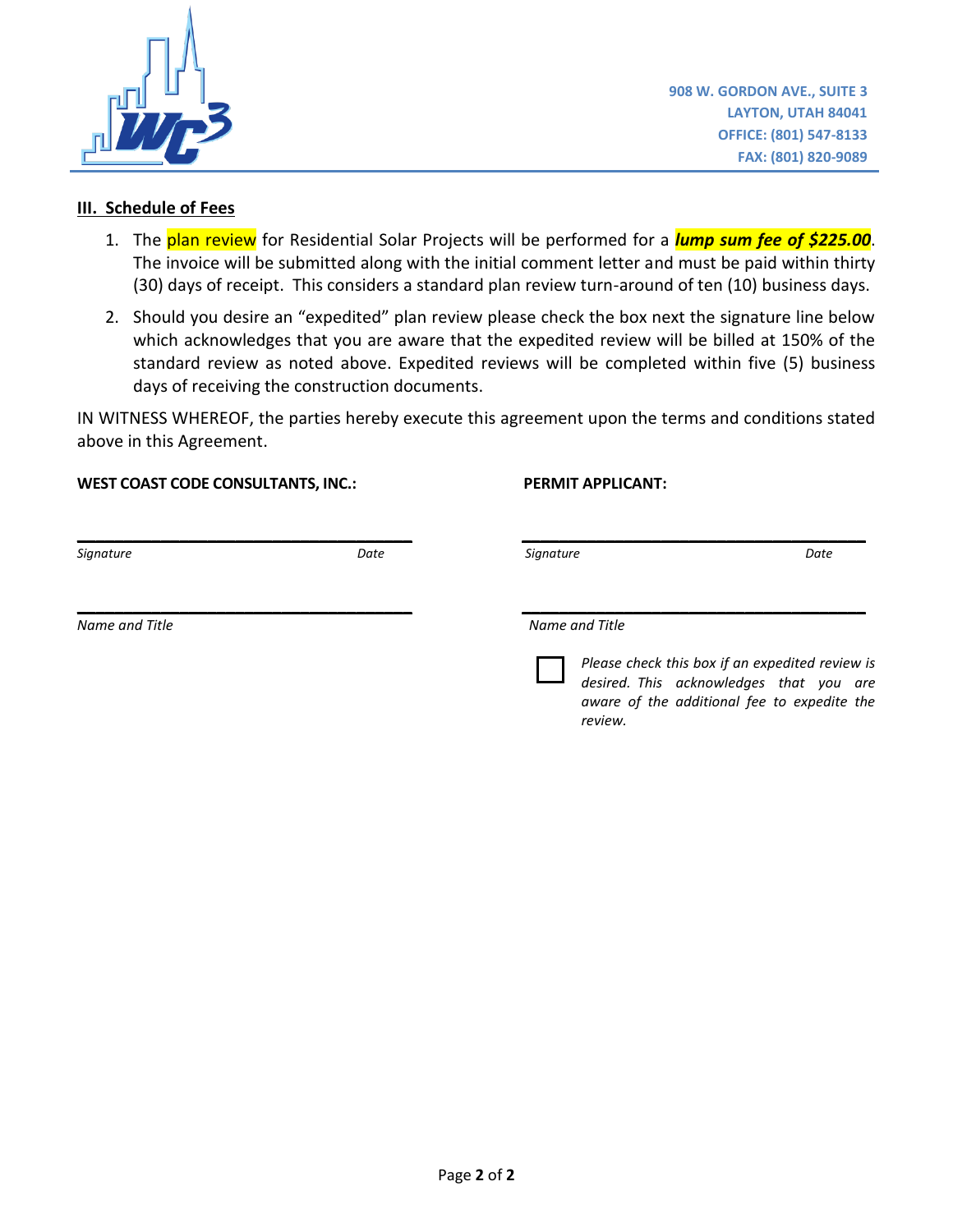908 W. GORDON AVE., SUITE 3
LAYTON, UTAH 84041
OFFICE: (801) 547-8133
FAX: (801) 820-9089

## III. Schedule of Fees

1. The plan review for Residential Solar Projects will be performed for a ***lump sum fee of $225.00***. The invoice will be submitted along with the initial comment letter and must be paid within thirty (30) days of receipt. This considers a standard plan review turn-around of ten (10) business days.
2. Should you desire an "expedited" plan review please check the box next the signature line below which acknowledges that you are aware that the expedited review will be billed at 150% of the standard review as noted above. Expedited reviews will be completed within five (5) business days of receiving the construction documents.

IN WITNESS WHEREOF, the parties hereby execute this agreement upon the terms and conditions stated above in this Agreement.

**WEST COAST CODE CONSULTANTS, INC.:**

\_\_\_\_\_\_\_\_\_\_\_\_\_\_\_\_\_\_\_\_\_\_\_\_\_\_\_\_\_\_\_\_\_\_\_\_\_\_
*Signature* *Date*

\_\_\_\_\_\_\_\_\_\_\_\_\_\_\_\_\_\_\_\_\_\_\_\_\_\_\_\_\_\_\_\_\_\_\_\_\_\_
*Name and Title*

**PERMIT APPLICANT:**

\_\_\_\_\_\_\_\_\_\_\_\_\_\_\_\_\_\_\_\_\_\_\_\_\_\_\_\_\_\_\_\_\_\_\_\_\_\_
*Signature* *Date*

\_\_\_\_\_\_\_\_\_\_\_\_\_\_\_\_\_\_\_\_\_\_\_\_\_\_\_\_\_\_\_\_\_\_\_\_\_\_
*Name and Title*

☐ *Please check this box if an expedited review is desired. This acknowledges that you are aware of the additional fee to expedite the review.*